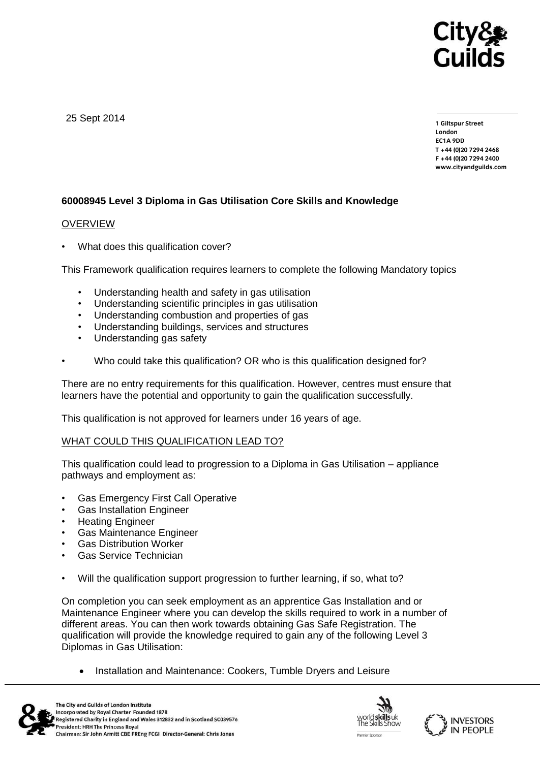25 Sept 2014

**1 Giltspur Street**
**London**
**EC1A 9DD**
**T +44 (0)20 7294 2468**
**F +44 (0)20 7294 2400**
**www.cityandguilds.com**

**60008945 Level 3 Diploma in Gas Utilisation Core Skills and Knowledge**

OVERVIEW

- What does this qualification cover?

This Framework qualification requires learners to complete the following Mandatory topics

- Understanding health and safety in gas utilisation
- Understanding scientific principles in gas utilisation
- Understanding combustion and properties of gas
- Understanding buildings, services and structures
- Understanding gas safety

- Who could take this qualification? OR who is this qualification designed for?

There are no entry requirements for this qualification. However, centres must ensure that learners have the potential and opportunity to gain the qualification successfully.

This qualification is not approved for learners under 16 years of age.

WHAT COULD THIS QUALIFICATION LEAD TO?

This qualification could lead to progression to a Diploma in Gas Utilisation – appliance pathways and employment as:

- Gas Emergency First Call Operative
- Gas Installation Engineer
- Heating Engineer
- Gas Maintenance Engineer
- Gas Distribution Worker
- Gas Service Technician

- Will the qualification support progression to further learning, if so, what to?

On completion you can seek employment as an apprentice Gas Installation and or Maintenance Engineer where you can develop the skills required to work in a number of different areas. You can then work towards obtaining Gas Safe Registration. The qualification will provide the knowledge required to gain any of the following Level 3 Diplomas in Gas Utilisation:

- Installation and Maintenance: Cookers, Tumble Dryers and Leisure

The City and Guilds of London Institute
Incorporated by Royal Charter Founded 1878
Registered Charity in England and Wales 312832 and in Scotland SC039576
President: HRH The Princess Royal
Chairman: Sir John Armitt CBE FREng FCGI Director-General: Chris Jones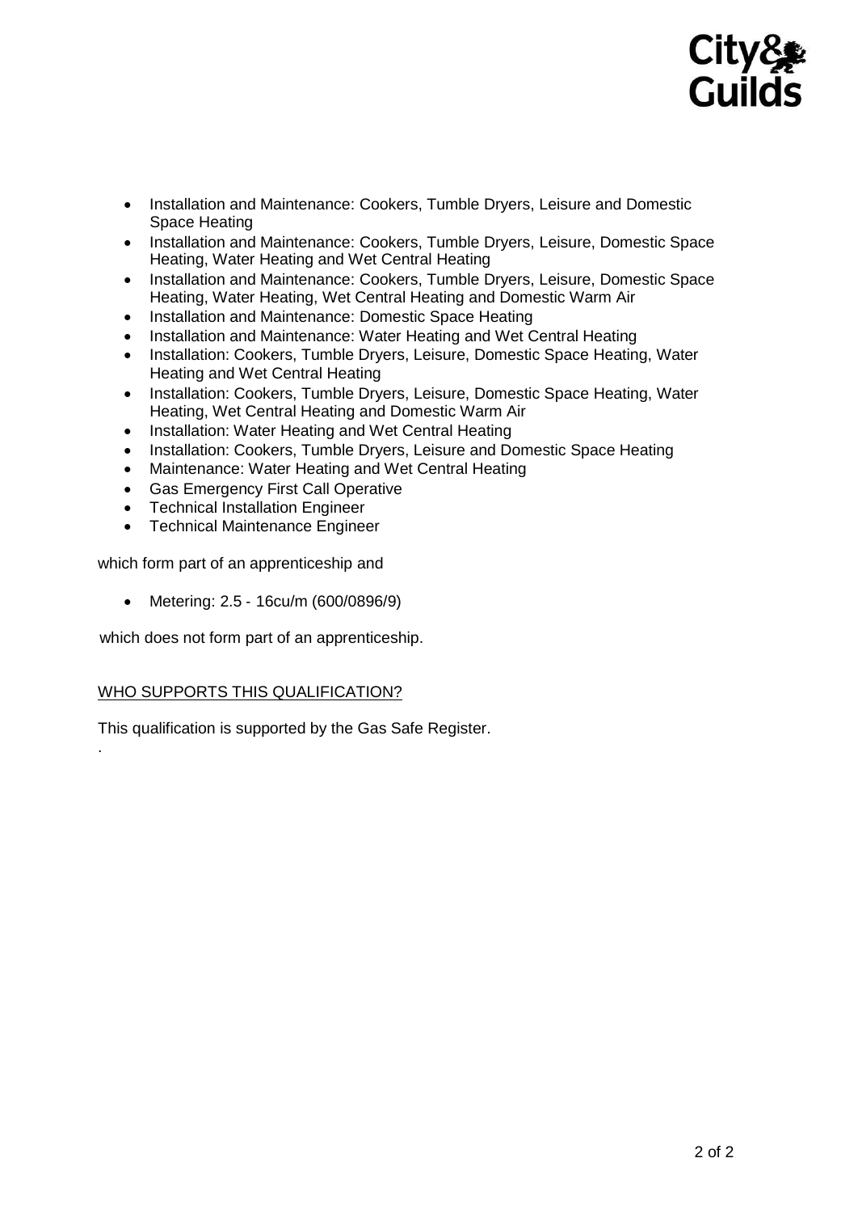- Installation and Maintenance: Cookers, Tumble Dryers, Leisure and Domestic Space Heating
- Installation and Maintenance: Cookers, Tumble Dryers, Leisure, Domestic Space Heating, Water Heating and Wet Central Heating
- Installation and Maintenance: Cookers, Tumble Dryers, Leisure, Domestic Space Heating, Water Heating, Wet Central Heating and Domestic Warm Air
- Installation and Maintenance: Domestic Space Heating
- Installation and Maintenance: Water Heating and Wet Central Heating
- Installation: Cookers, Tumble Dryers, Leisure, Domestic Space Heating, Water Heating and Wet Central Heating
- Installation: Cookers, Tumble Dryers, Leisure, Domestic Space Heating, Water Heating, Wet Central Heating and Domestic Warm Air
- Installation: Water Heating and Wet Central Heating
- Installation: Cookers, Tumble Dryers, Leisure and Domestic Space Heating
- Maintenance: Water Heating and Wet Central Heating
- Gas Emergency First Call Operative
- Technical Installation Engineer
- Technical Maintenance Engineer

which form part of an apprenticeship and

- Metering: 2.5 - 16cu/m (600/0896/9)

which does not form part of an apprenticeship.

## WHO SUPPORTS THIS QUALIFICATION?

This qualification is supported by the Gas Safe Register.